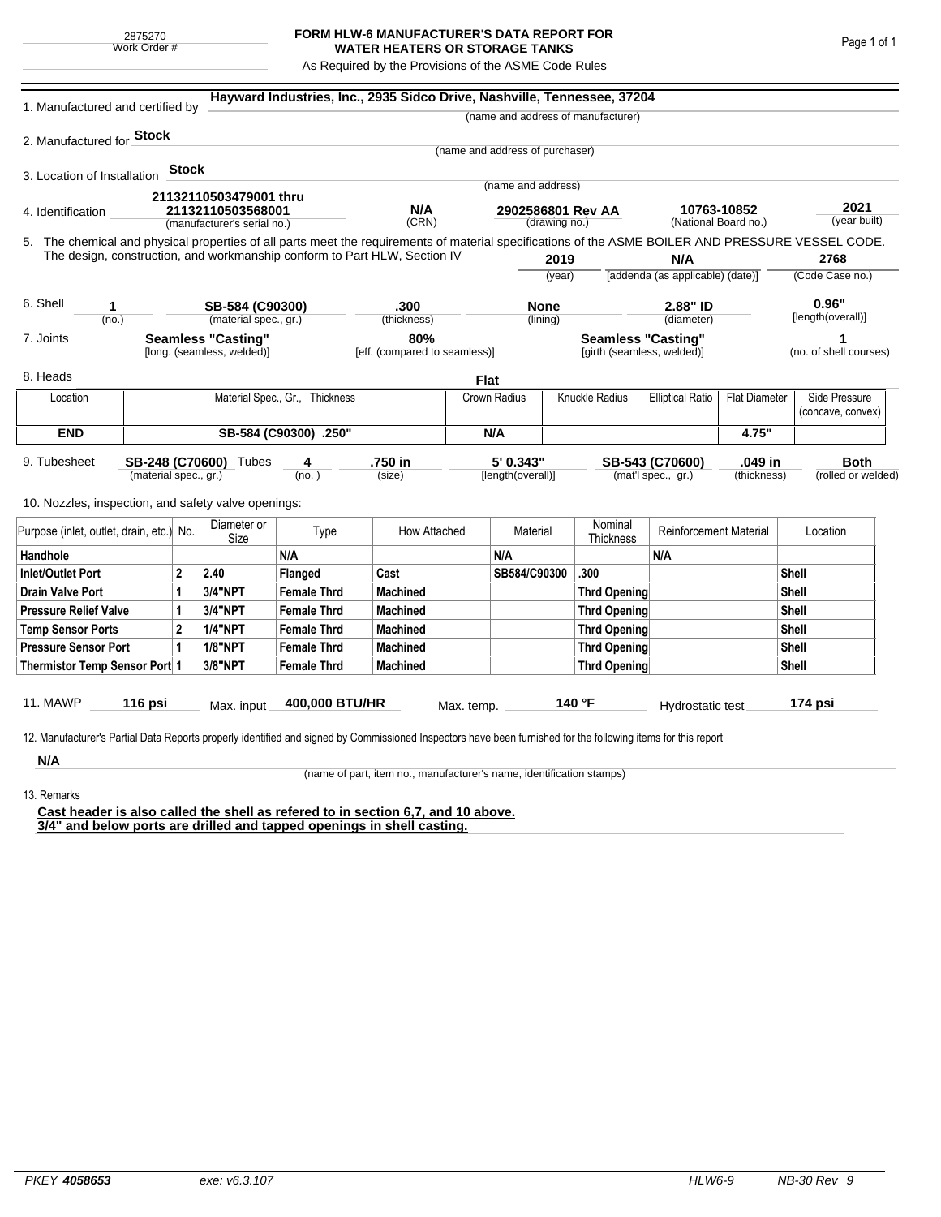2875270
Work Order #

# FORM HLW-6 MANUFACTURER'S DATA REPORT FOR WATER HEATERS OR STORAGE TANKS

As Required by the Provisions of the ASME Code Rules

1. Manufactured and certified by **Hayward Industries, Inc., 2935 Sidco Drive, Nashville, Tennessee, 37204**
(name and address of manufacturer)

2. Manufactured for **Stock**
(name and address of purchaser)

3. Location of Installation **Stock**
(name and address)

4. Identification **21132110503479001 thru 21132110503568001** (manufacturer's serial no.) | **N/A** (CRN) | **2902586801 Rev AA** (drawing no.) | **10763-10852** (National Board no.) | **2021** (year built)

5. The chemical and physical properties of all parts meet the requirements of material specifications of the ASME BOILER AND PRESSURE VESSEL CODE. The design, construction, and workmanship conform to Part HLW, Section IV **2019** (year) | **N/A** [addenda (as applicable) (date)] | **2768** (Code Case no.)

6. Shell **1** (no.) | **SB-584 (C90300)** (material spec., gr.) | **.300** (thickness) | **None** (lining) | **2.88" ID** (diameter) | **0.96"** [length(overall)]

7. Joints **Seamless "Casting"** [long. (seamless, welded)] | **80%** [eff. (compared to seamless)] | **Seamless "Casting"** [girth (seamless, welded)] | **1** (no. of shell courses)

8. Heads **Flat**

| Location | Material Spec., Gr., Thickness | Crown Radius | Knuckle Radius | Elliptical Ratio | Flat Diameter | Side Pressure (concave, convex) |
|---|---|---|---|---|---|---|
| **END** | **SB-584 (C90300) .250"** | **N/A** | | | **4.75"** | |

9. Tubesheet **SB-248 (C70600)** (material spec., gr.) Tubes **4** (no.) | **.750 in** (size) | **5' 0.343"** [length(overall)] | **SB-543 (C70600)** (mat'l spec., gr.) | **.049 in** (thickness) | **Both** (rolled or welded)

10. Nozzles, inspection, and safety valve openings:

| Purpose (inlet, outlet, drain, etc.) | No. | Diameter or Size | Type | How Attached | Material | Nominal Thickness | Reinforcement Material | Location |
|---|---|---|---|---|---|---|---|---|
| **Handhole** | | | **N/A** | | **N/A** | | **N/A** | |
| **Inlet/Outlet Port** | **2** | **2.40** | **Flanged** | **Cast** | **SB584/C90300** | **.300** | | **Shell** |
| **Drain Valve Port** | **1** | **3/4"NPT** | **Female Thrd** | **Machined** | | **Thrd Opening** | | **Shell** |
| **Pressure Relief Valve** | **1** | **3/4"NPT** | **Female Thrd** | **Machined** | | **Thrd Opening** | | **Shell** |
| **Temp Sensor Ports** | **2** | **1/4"NPT** | **Female Thrd** | **Machined** | | **Thrd Opening** | | **Shell** |
| **Pressure Sensor Port** | **1** | **1/8"NPT** | **Female Thrd** | **Machined** | | **Thrd Opening** | | **Shell** |
| **Thermistor Temp Sensor Port** | **1** | **3/8"NPT** | **Female Thrd** | **Machined** | | **Thrd Opening** | | **Shell** |

11. MAWP **116 psi** Max. input **400,000 BTU/HR** Max. temp. **140 °F** Hydrostatic test **174 psi**

12. Manufacturer's Partial Data Reports properly identified and signed by Commissioned Inspectors have been furnished for the following items for this report

**N/A**
(name of part, item no., manufacturer's name, identification stamps)

13. Remarks

**Cast header is also called the shell as refered to in section 6,7, and 10 above.**
**3/4" and below ports are drilled and tapped openings in shell casting.**

PKEY **4058653** exe: v6.3.107 HLW6-9 NB-30 Rev 9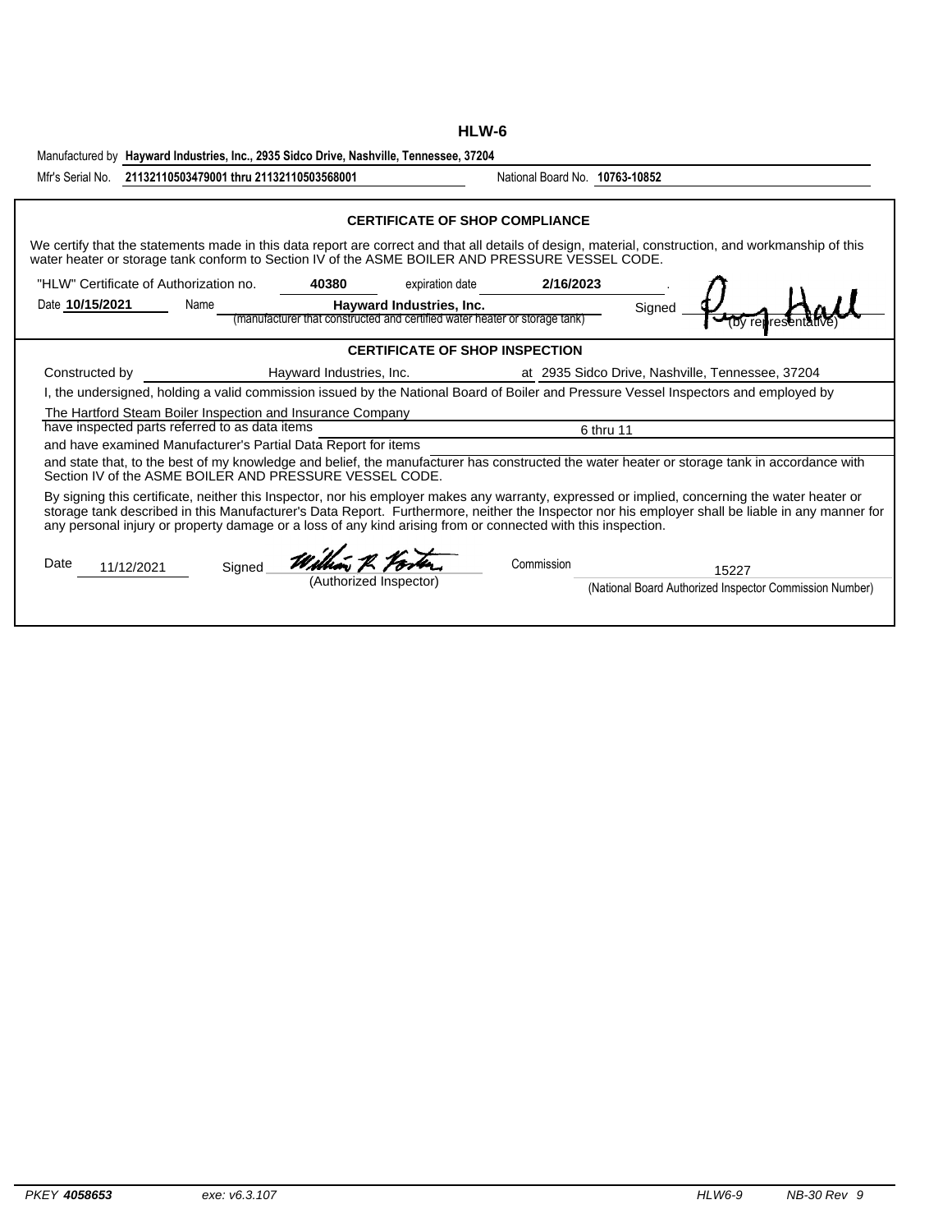# HLW-6

Manufactured by **Hayward Industries, Inc., 2935 Sidco Drive, Nashville, Tennessee, 37204**

Mfr's Serial No. **21132110503479001 thru 21132110503568001** National Board No. **10763-10852**

## CERTIFICATE OF SHOP COMPLIANCE

We certify that the statements made in this data report are correct and that all details of design, material, construction, and workmanship of this water heater or storage tank conform to Section IV of the ASME BOILER AND PRESSURE VESSEL CODE.

"HLW" Certificate of Authorization no. **40380** expiration date **2/16/2023**.

Date **10/15/2021** Name **Hayward Industries, Inc.** (manufacturer that constructed and certified water heater or storage tank) Signed (by representative)

## CERTIFICATE OF SHOP INSPECTION

Constructed by Hayward Industries, Inc. at 2935 Sidco Drive, Nashville, Tennessee, 37204

I, the undersigned, holding a valid commission issued by the National Board of Boiler and Pressure Vessel Inspectors and employed by The Hartford Steam Boiler Inspection and Insurance Company

have inspected parts referred to as data items 6 thru 11

and have examined Manufacturer's Partial Data Report for items

and state that, to the best of my knowledge and belief, the manufacturer has constructed the water heater or storage tank in accordance with Section IV of the ASME BOILER AND PRESSURE VESSEL CODE.

By signing this certificate, neither this Inspector, nor his employer makes any warranty, expressed or implied, concerning the water heater or storage tank described in this Manufacturer's Data Report. Furthermore, neither the Inspector nor his employer shall be liable in any manner for any personal injury or property damage or a loss of any kind arising from or connected with this inspection.

Date 11/12/2021 Signed (Authorized Inspector) Commission 15227 (National Board Authorized Inspector Commission Number)

*PKEY 4058653* *exe: v6.3.107* *HLW6-9* *NB-30 Rev 9*